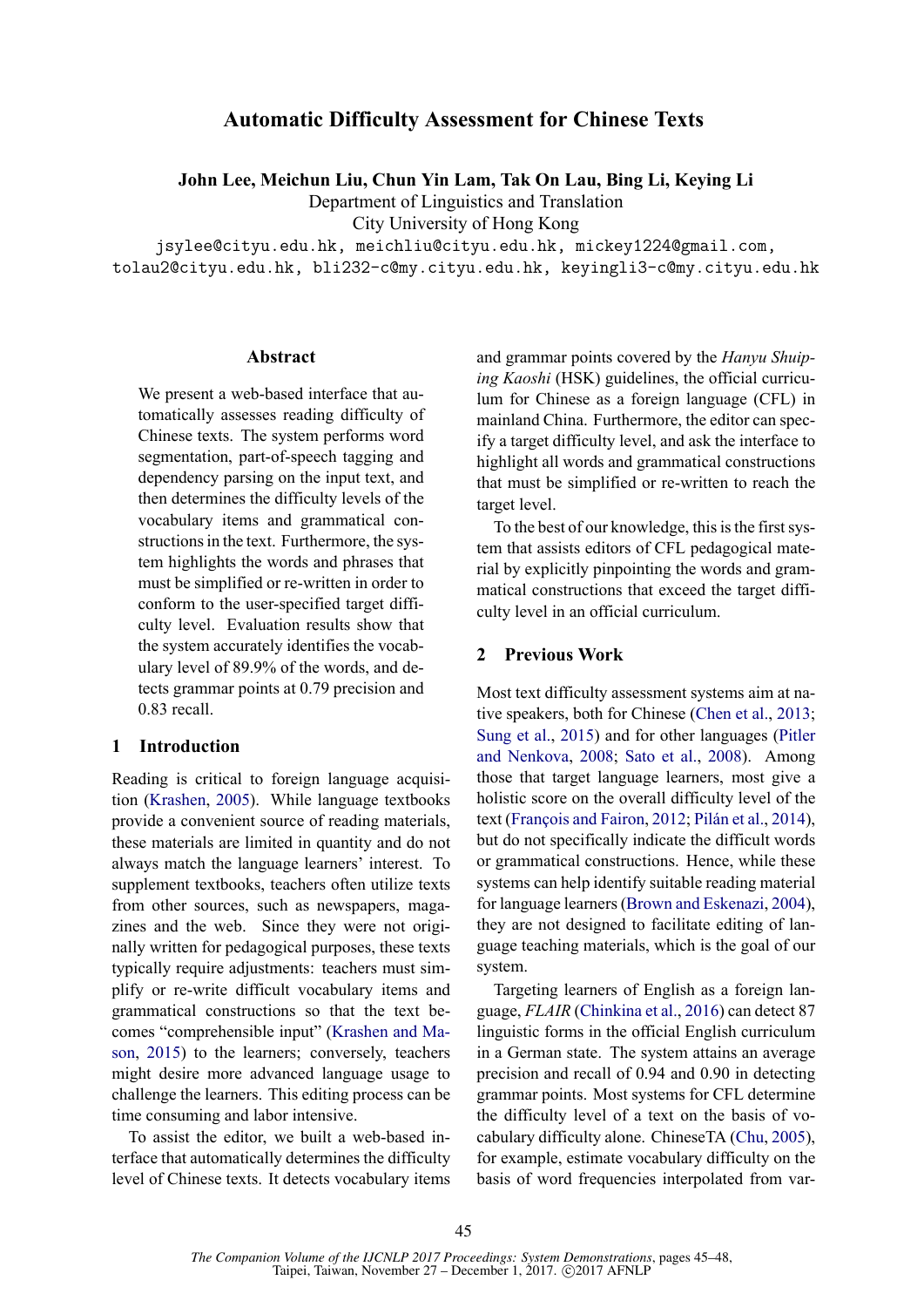# Automatic Difficulty Assessment for Chinese Texts

**John Lee, Meichun Liu, Chun Yin Lam, Tak On Lau, Bing Li, Keying Li**

Department of Linguistics and Translation
City University of Hong Kong

jsylee@cityu.edu.hk, meichliu@cityu.edu.hk, mickey1224@gmail.com, tolau2@cityu.edu.hk, bli232-c@my.cityu.edu.hk, keyingli3-c@my.cityu.edu.hk

## Abstract

We present a web-based interface that automatically assesses reading difficulty of Chinese texts. The system performs word segmentation, part-of-speech tagging and dependency parsing on the input text, and then determines the difficulty levels of the vocabulary items and grammatical constructions in the text. Furthermore, the system highlights the words and phrases that must be simplified or re-written in order to conform to the user-specified target difficulty level. Evaluation results show that the system accurately identifies the vocabulary level of 89.9% of the words, and detects grammar points at 0.79 precision and 0.83 recall.

## 1 Introduction

Reading is critical to foreign language acquisition (Krashen, 2005). While language textbooks provide a convenient source of reading materials, these materials are limited in quantity and do not always match the language learners' interest. To supplement textbooks, teachers often utilize texts from other sources, such as newspapers, magazines and the web. Since they were not originally written for pedagogical purposes, these texts typically require adjustments: teachers must simplify or re-write difficult vocabulary items and grammatical constructions so that the text becomes "comprehensible input" (Krashen and Mason, 2015) to the learners; conversely, teachers might desire more advanced language usage to challenge the learners. This editing process can be time consuming and labor intensive.

To assist the editor, we built a web-based interface that automatically determines the difficulty level of Chinese texts. It detects vocabulary items and grammar points covered by the *Hanyu Shuiping Kaoshi* (HSK) guidelines, the official curriculum for Chinese as a foreign language (CFL) in mainland China. Furthermore, the editor can specify a target difficulty level, and ask the interface to highlight all words and grammatical constructions that must be simplified or re-written to reach the target level.

To the best of our knowledge, this is the first system that assists editors of CFL pedagogical material by explicitly pinpointing the words and grammatical constructions that exceed the target difficulty level in an official curriculum.

## 2 Previous Work

Most text difficulty assessment systems aim at native speakers, both for Chinese (Chen et al., 2013; Sung et al., 2015) and for other languages (Pitler and Nenkova, 2008; Sato et al., 2008). Among those that target language learners, most give a holistic score on the overall difficulty level of the text (François and Fairon, 2012; Pilán et al., 2014), but do not specifically indicate the difficult words or grammatical constructions. Hence, while these systems can help identify suitable reading material for language learners (Brown and Eskenazi, 2004), they are not designed to facilitate editing of language teaching materials, which is the goal of our system.

Targeting learners of English as a foreign language, *FLAIR* (Chinkina et al., 2016) can detect 87 linguistic forms in the official English curriculum in a German state. The system attains an average precision and recall of 0.94 and 0.90 in detecting grammar points. Most systems for CFL determine the difficulty level of a text on the basis of vocabulary difficulty alone. ChineseTA (Chu, 2005), for example, estimate vocabulary difficulty on the basis of word frequencies interpolated from var-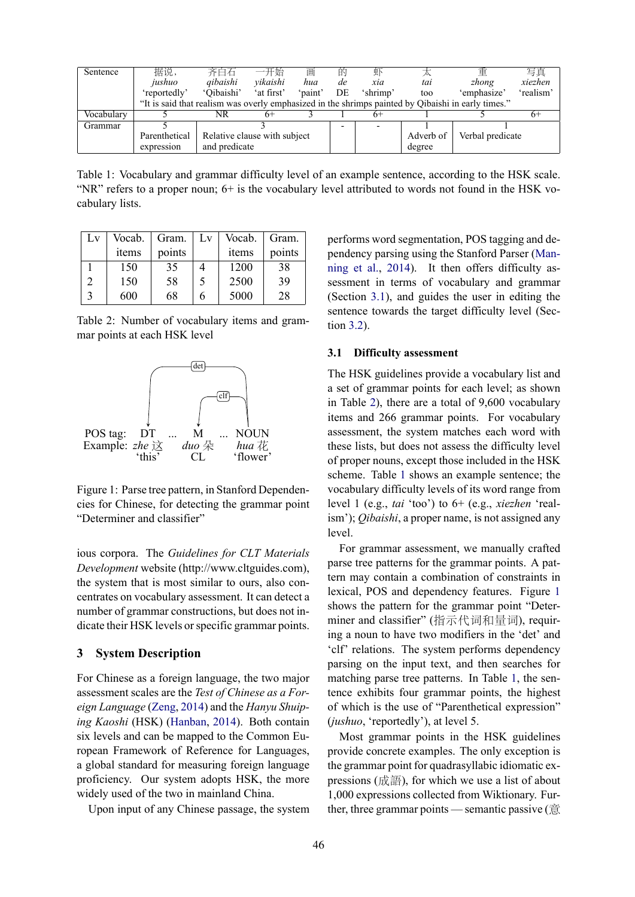| Sentence | 据说, *jushuo* 'reportedly' | 齐白石 *qibaishi* 'Qibaishi' | 一开始 *yikaishi* 'at first' | 画 *hua* 'paint' | 的 *de* DE | 虾 *xia* 'shrimp' | 太 *tai* too | 重 *zhong* 'emphasize' | 写真 *xiezhen* 'realism' |
|---|---|---|---|---|---|---|---|---|---|
| | "It is said that realism was overly emphasized in the shrimps painted by Qibaishi in early times." | | | | | | | | |
| Vocabulary | 5 | NR | 6+ | 3 | 1 | 6+ | 1 | 5 | 6+ |
| Grammar | 5 Parenthetical expression | 3 Relative clause with subject and predicate | | | - | - | 1 Adverb of degree | 1 Verbal predicate | |

Table 1: Vocabulary and grammar difficulty level of an example sentence, according to the HSK scale. "NR" refers to a proper noun; 6+ is the vocabulary level attributed to words not found in the HSK vocabulary lists.

| Lv | Vocab. items | Gram. points | Lv | Vocab. items | Gram. points |
|---|---|---|---|---|---|
| 1 | 150 | 35 | 4 | 1200 | 38 |
| 2 | 150 | 58 | 5 | 2500 | 39 |
| 3 | 600 | 68 | 6 | 5000 | 28 |

Table 2: Number of vocabulary items and grammar points at each HSK level

```
              det
         ┌──────────────────┐
         │        clf       │
         │     ┌──────┐     │
         ▼     ▼      │     │
POS tag:  DT ... M  ... NOUN
Example: zhe 这  duo 朵   hua 花
         'this'  CL     'flower'
```

Figure 1: Parse tree pattern, in Stanford Dependencies for Chinese, for detecting the grammar point "Determiner and classifier"

ious corpora. The *Guidelines for CLT Materials Development* website (http://www.cltguides.com), the system that is most similar to ours, also concentrates on vocabulary assessment. It can detect a number of grammar constructions, but does not indicate their HSK levels or specific grammar points.

## 3 System Description

For Chinese as a foreign language, the two major assessment scales are the *Test of Chinese as a Foreign Language* (Zeng, 2014) and the *Hanyu Shuiping Kaoshi* (HSK) (Hanban, 2014). Both contain six levels and can be mapped to the Common European Framework of Reference for Languages, a global standard for measuring foreign language proficiency. Our system adopts HSK, the more widely used of the two in mainland China.

Upon input of any Chinese passage, the system performs word segmentation, POS tagging and dependency parsing using the Stanford Parser (Manning et al., 2014). It then offers difficulty assessment in terms of vocabulary and grammar (Section 3.1), and guides the user in editing the sentence towards the target difficulty level (Section 3.2).

### 3.1 Difficulty assessment

The HSK guidelines provide a vocabulary list and a set of grammar points for each level; as shown in Table 2), there are a total of 9,600 vocabulary items and 266 grammar points. For vocabulary assessment, the system matches each word with these lists, but does not assess the difficulty level of proper nouns, except those included in the HSK scheme. Table 1 shows an example sentence; the vocabulary difficulty levels of its word range from level 1 (e.g., *tai* 'too') to 6+ (e.g., *xiezhen* 'realism'); *Qibaishi*, a proper name, is not assigned any level.

For grammar assessment, we manually crafted parse tree patterns for the grammar points. A pattern may contain a combination of constraints in lexical, POS and dependency features. Figure 1 shows the pattern for the grammar point "Determiner and classifier" (指示代词和量词), requiring a noun to have two modifiers in the 'det' and 'clf' relations. The system performs dependency parsing on the input text, and then searches for matching parse tree patterns. In Table 1, the sentence exhibits four grammar points, the highest of which is the use of "Parenthetical expression" (*jushuo*, 'reportedly') at level 5.

Most grammar points in the HSK guidelines provide concrete examples. The only exception is the grammar point for quadrasyllabic idiomatic expressions (成語), for which we use a list of about 1,000 expressions collected from Wiktionary. Further, three grammar points — semantic passive (意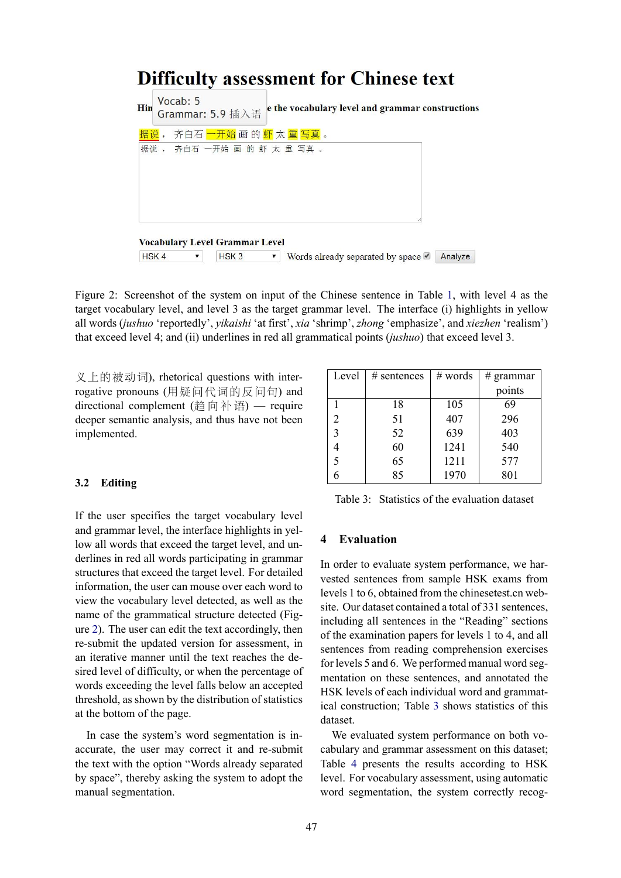# Difficulty assessment for Chinese text

Vocab: 5
Grammar: 5.9 插入语

Hin... e the vocabulary level and grammar constructions

据说 ， 齐白石 一开始 画 的 虾 太 重 写真 。

据说 ， 齐白石 一开始 画 的 虾 太 重 写真 。

Vocabulary Level Grammar Level

HSK 4 HSK 3 Words already separated by space Analyze

Figure 2: Screenshot of the system on input of the Chinese sentence in Table 1, with level 4 as the target vocabulary level, and level 3 as the target grammar level. The interface (i) highlights in yellow all words (*jushuo* 'reportedly', *yikaishi* 'at first', *xia* 'shrimp', *zhong* 'emphasize', and *xiezhen* 'realism') that exceed level 4; and (ii) underlines in red all grammatical points (*jushuo*) that exceed level 3.

义上的被动词), rhetorical questions with interrogative pronouns (用疑问代词的反问句) and directional complement (趋向补语) — require deeper semantic analysis, and thus have not been implemented.

### 3.2 Editing

If the user specifies the target vocabulary level and grammar level, the interface highlights in yellow all words that exceed the target level, and underlines in red all words participating in grammar structures that exceed the target level. For detailed information, the user can mouse over each word to view the vocabulary level detected, as well as the name of the grammatical structure detected (Figure 2). The user can edit the text accordingly, then re-submit the updated version for assessment, in an iterative manner until the text reaches the desired level of difficulty, or when the percentage of words exceeding the level falls below an accepted threshold, as shown by the distribution of statistics at the bottom of the page.

In case the system's word segmentation is inaccurate, the user may correct it and re-submit the text with the option "Words already separated by space", thereby asking the system to adopt the manual segmentation.

| Level | # sentences | # words | # grammar points |
|---|---|---|---|
| 1 | 18 | 105 | 69 |
| 2 | 51 | 407 | 296 |
| 3 | 52 | 639 | 403 |
| 4 | 60 | 1241 | 540 |
| 5 | 65 | 1211 | 577 |
| 6 | 85 | 1970 | 801 |

Table 3: Statistics of the evaluation dataset

## 4 Evaluation

In order to evaluate system performance, we harvested sentences from sample HSK exams from levels 1 to 6, obtained from the chinesetest.cn website. Our dataset contained a total of 331 sentences, including all sentences in the "Reading" sections of the examination papers for levels 1 to 4, and all sentences from reading comprehension exercises for levels 5 and 6. We performed manual word segmentation on these sentences, and annotated the HSK levels of each individual word and grammatical construction; Table 3 shows statistics of this dataset.

We evaluated system performance on both vocabulary and grammar assessment on this dataset; Table 4 presents the results according to HSK level. For vocabulary assessment, using automatic word segmentation, the system correctly recog-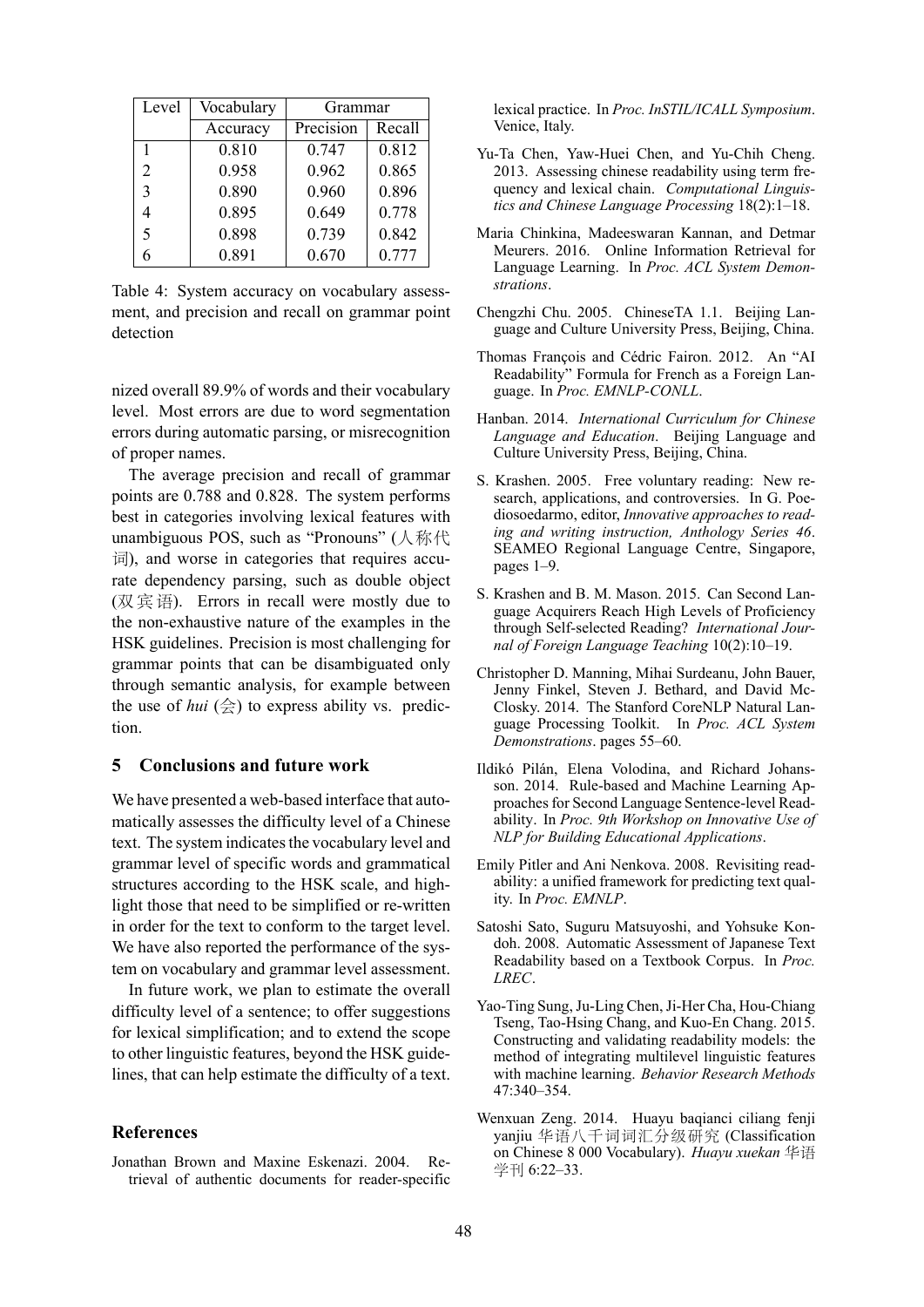| Level | Vocabulary | Grammar | |
|---|---|---|---|
| | Accuracy | Precision | Recall |
| 1 | 0.810 | 0.747 | 0.812 |
| 2 | 0.958 | 0.962 | 0.865 |
| 3 | 0.890 | 0.960 | 0.896 |
| 4 | 0.895 | 0.649 | 0.778 |
| 5 | 0.898 | 0.739 | 0.842 |
| 6 | 0.891 | 0.670 | 0.777 |

Table 4: System accuracy on vocabulary assessment, and precision and recall on grammar point detection

nized overall 89.9% of words and their vocabulary level. Most errors are due to word segmentation errors during automatic parsing, or misrecognition of proper names.

The average precision and recall of grammar points are 0.788 and 0.828. The system performs best in categories involving lexical features with unambiguous POS, such as "Pronouns" (人称代词), and worse in categories that requires accurate dependency parsing, such as double object (双宾语). Errors in recall were mostly due to the non-exhaustive nature of the examples in the HSK guidelines. Precision is most challenging for grammar points that can be disambiguated only through semantic analysis, for example between the use of *hui* (会) to express ability vs. prediction.

## 5 Conclusions and future work

We have presented a web-based interface that automatically assesses the difficulty level of a Chinese text. The system indicates the vocabulary level and grammar level of specific words and grammatical structures according to the HSK scale, and highlight those that need to be simplified or re-written in order for the text to conform to the target level. We have also reported the performance of the system on vocabulary and grammar level assessment.

In future work, we plan to estimate the overall difficulty level of a sentence; to offer suggestions for lexical simplification; and to extend the scope to other linguistic features, beyond the HSK guidelines, that can help estimate the difficulty of a text.

## References

Jonathan Brown and Maxine Eskenazi. 2004. Retrieval of authentic documents for reader-specific lexical practice. In *Proc. InSTIL/ICALL Symposium*. Venice, Italy.

Yu-Ta Chen, Yaw-Huei Chen, and Yu-Chih Cheng. 2013. Assessing chinese readability using term frequency and lexical chain. *Computational Linguistics and Chinese Language Processing* 18(2):1–18.

Maria Chinkina, Madeeswaran Kannan, and Detmar Meurers. 2016. Online Information Retrieval for Language Learning. In *Proc. ACL System Demonstrations*.

Chengzhi Chu. 2005. ChineseTA 1.1. Beijing Language and Culture University Press, Beijing, China.

Thomas François and Cédric Fairon. 2012. An "AI Readability" Formula for French as a Foreign Language. In *Proc. EMNLP-CONLL*.

Hanban. 2014. *International Curriculum for Chinese Language and Education*. Beijing Language and Culture University Press, Beijing, China.

S. Krashen. 2005. Free voluntary reading: New research, applications, and controversies. In G. Poedjosoedarmo, editor, *Innovative approaches to reading and writing instruction, Anthology Series 46*. SEAMEO Regional Language Centre, Singapore, pages 1–9.

S. Krashen and B. M. Mason. 2015. Can Second Language Acquirers Reach High Levels of Proficiency through Self-selected Reading? *International Journal of Foreign Language Teaching* 10(2):10–19.

Christopher D. Manning, Mihai Surdeanu, John Bauer, Jenny Finkel, Steven J. Bethard, and David McClosky. 2014. The Stanford CoreNLP Natural Language Processing Toolkit. In *Proc. ACL System Demonstrations*. pages 55–60.

Ildikó Pilán, Elena Volodina, and Richard Johansson. 2014. Rule-based and Machine Learning Approaches for Second Language Sentence-level Readability. In *Proc. 9th Workshop on Innovative Use of NLP for Building Educational Applications*.

Emily Pitler and Ani Nenkova. 2008. Revisiting readability: a unified framework for predicting text quality. In *Proc. EMNLP*.

Satoshi Sato, Suguru Matsuyoshi, and Yohsuke Kondoh. 2008. Automatic Assessment of Japanese Text Readability based on a Textbook Corpus. In *Proc. LREC*.

Yao-Ting Sung, Ju-Ling Chen, Ji-Her Cha, Hou-Chiang Tseng, Tao-Hsing Chang, and Kuo-En Chang. 2015. Constructing and validating readability models: the method of integrating multilevel linguistic features with machine learning. *Behavior Research Methods* 47:340–354.

Wenxuan Zeng. 2014. Huayu baqianci ciliang fenji yanjiu 华语八千词词汇分级研究 (Classification on Chinese 8 000 Vocabulary). *Huayu xuekan* 华语学刊 6:22–33.